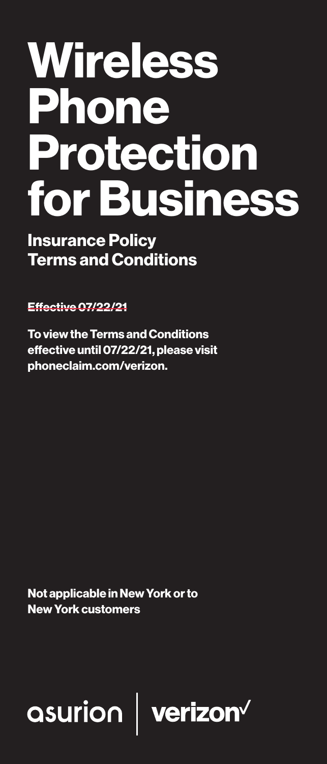# Wireless Phone Protection for Business

## Insurance Policy Terms and Conditions

~~**Effective 07/22/21**~~

**To view the Terms and Conditions effective until 07/22/21, please visit phoneclaim.com/verizon.**

**Not applicable in New York or to New York customers**

asurion | verizon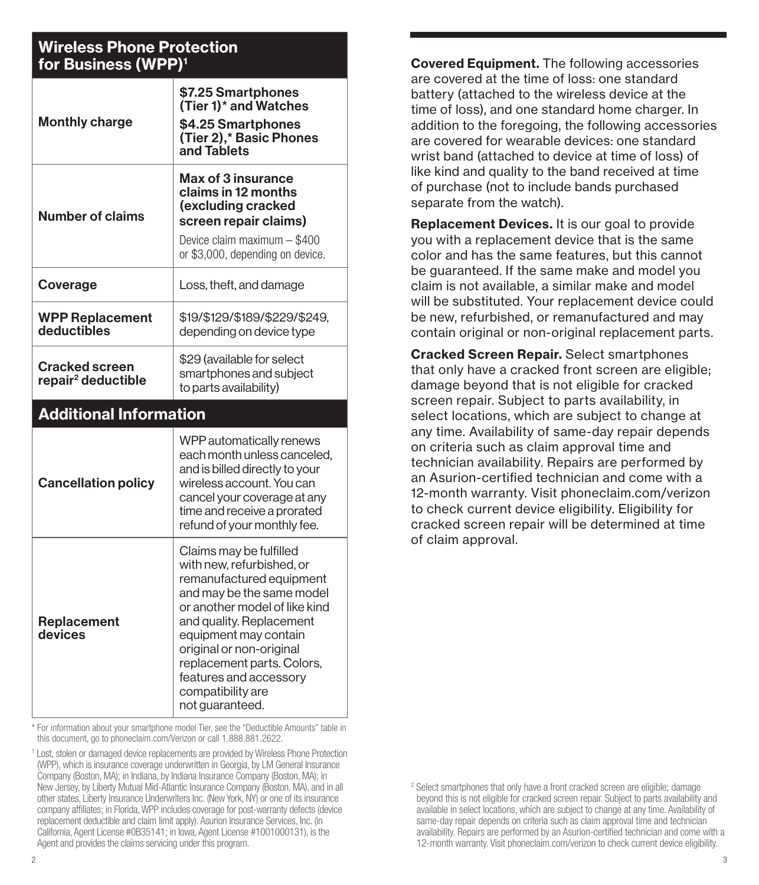| Wireless Phone Protection for Business (WPP)[1] | |
|---|---|
| **Monthly charge** | **$7.25 Smartphones (Tier 1)* and Watches**<br>**$4.25 Smartphones (Tier 2),* Basic Phones and Tablets** |
| **Number of claims** | **Max of 3 insurance claims in 12 months (excluding cracked screen repair claims)**<br>Device claim maximum – $400 or $3,000, depending on device. |
| **Coverage** | Loss, theft, and damage |
| **WPP Replacement deductibles** | $19/$129/$189/$229/$249, depending on device type |
| **Cracked screen repair[2] deductible** | $29 (available for select smartphones and subject to parts availability) |
| **Additional Information** | |
| **Cancellation policy** | WPP automatically renews each month unless canceled, and is billed directly to your wireless account. You can cancel your coverage at any time and receive a prorated refund of your monthly fee. |
| **Replacement devices** | Claims may be fulfilled with new, refurbished, or remanufactured equipment and may be the same model or another model of like kind and quality. Replacement equipment may contain original or non-original replacement parts. Colors, features and accessory compatibility are not guaranteed. |

* For information about your smartphone model Tier, see the "Deductible Amounts" table in this document, go to phoneclaim.com/Verizon or call 1.888.881.2622.

[1] Lost, stolen or damaged device replacements are provided by Wireless Phone Protection (WPP), which is insurance coverage underwritten in Georgia, by LM General Insurance Company (Boston, MA); in Indiana, by Indiana Insurance Company (Boston, MA); in New Jersey, by Liberty Mutual Mid-Atlantic Insurance Company (Boston, MA), and in all other states, Liberty Insurance Underwriters Inc. (New York, NY) or one of its insurance company affiliates; in Florida, WPP includes coverage for post-warranty defects (device replacement deductible and claim limit apply). Asurion Insurance Services, Inc. (in California, Agent License #0B35141; in Iowa, Agent License #1001000131), is the Agent and provides the claims servicing under this program.

**Covered Equipment.** The following accessories are covered at the time of loss: one standard battery (attached to the wireless device at the time of loss), and one standard home charger. In addition to the foregoing, the following accessories are covered for wearable devices: one standard wrist band (attached to device at time of loss) of like kind and quality to the band received at time of purchase (not to include bands purchased separate from the watch).

**Replacement Devices.** It is our goal to provide you with a replacement device that is the same color and has the same features, but this cannot be guaranteed. If the same make and model you claim is not available, a similar make and model will be substituted. Your replacement device could be new, refurbished, or remanufactured and may contain original or non-original replacement parts.

**Cracked Screen Repair.** Select smartphones that only have a cracked front screen are eligible; damage beyond that is not eligible for cracked screen repair. Subject to parts availability, in select locations, which are subject to change at any time. Availability of same-day repair depends on criteria such as claim approval time and technician availability. Repairs are performed by an Asurion-certified technician and come with a 12-month warranty. Visit phoneclaim.com/verizon to check current device eligibility. Eligibility for cracked screen repair will be determined at time of claim approval.

[2] Select smartphones that only have a front cracked screen are eligible; damage beyond this is not eligible for cracked screen repair. Subject to parts availability and available in select locations, which are subject to change at any time. Availability of same-day repair depends on criteria such as claim approval time and technician availability. Repairs are performed by an Asurion-certified technician and come with a 12-month warranty. Visit phoneclaim.com/verizon to check current device eligibility.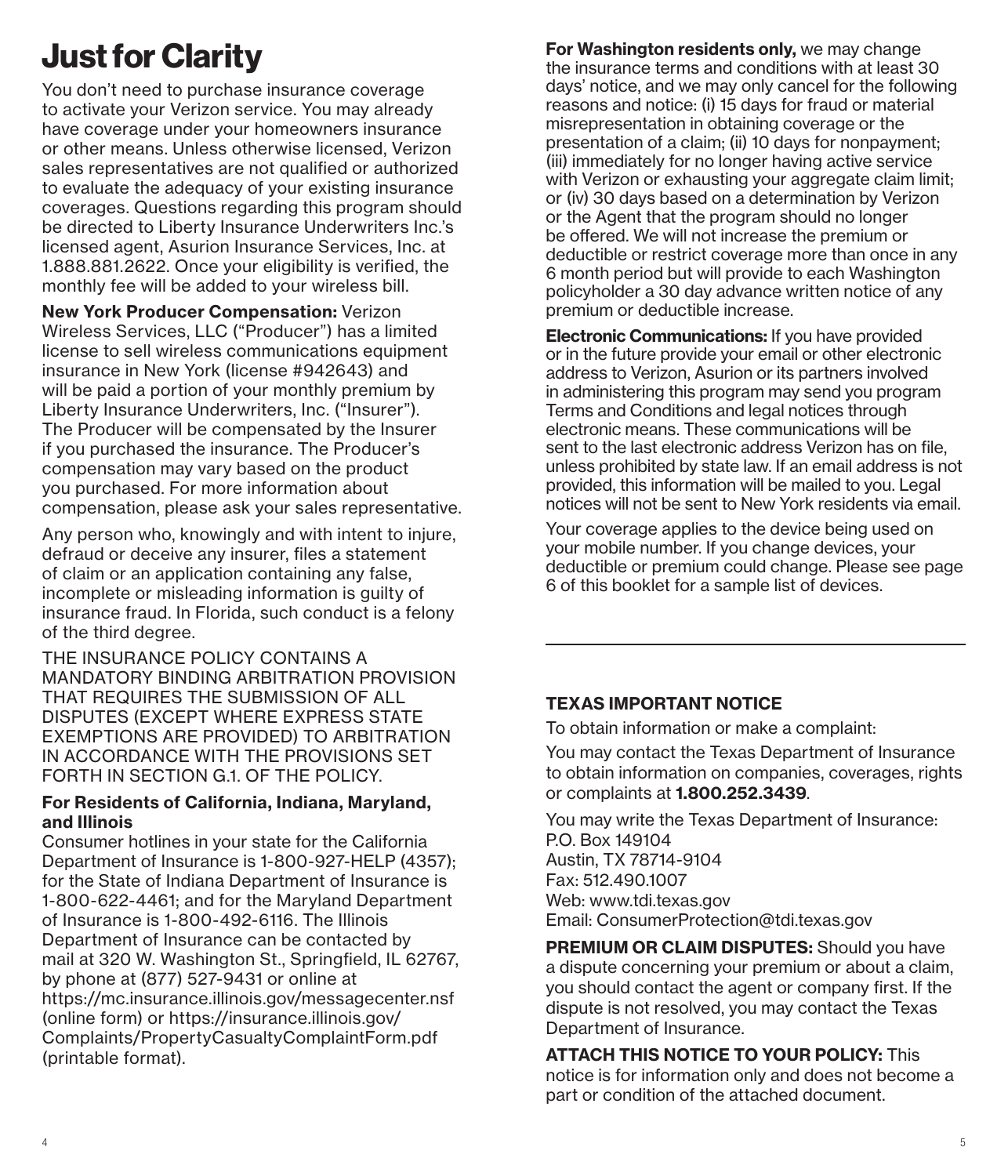# Just for Clarity

You don't need to purchase insurance coverage to activate your Verizon service. You may already have coverage under your homeowners insurance or other means. Unless otherwise licensed, Verizon sales representatives are not qualified or authorized to evaluate the adequacy of your existing insurance coverages. Questions regarding this program should be directed to Liberty Insurance Underwriters Inc.'s licensed agent, Asurion Insurance Services, Inc. at 1.888.881.2622. Once your eligibility is verified, the monthly fee will be added to your wireless bill.

**New York Producer Compensation:** Verizon Wireless Services, LLC ("Producer") has a limited license to sell wireless communications equipment insurance in New York (license #942643) and will be paid a portion of your monthly premium by Liberty Insurance Underwriters, Inc. ("Insurer"). The Producer will be compensated by the Insurer if you purchased the insurance. The Producer's compensation may vary based on the product you purchased. For more information about compensation, please ask your sales representative.

Any person who, knowingly and with intent to injure, defraud or deceive any insurer, files a statement of claim or an application containing any false, incomplete or misleading information is guilty of insurance fraud. In Florida, such conduct is a felony of the third degree.

THE INSURANCE POLICY CONTAINS A MANDATORY BINDING ARBITRATION PROVISION THAT REQUIRES THE SUBMISSION OF ALL DISPUTES (EXCEPT WHERE EXPRESS STATE EXEMPTIONS ARE PROVIDED) TO ARBITRATION IN ACCORDANCE WITH THE PROVISIONS SET FORTH IN SECTION G.1. OF THE POLICY.

**For Residents of California, Indiana, Maryland, and Illinois**
Consumer hotlines in your state for the California Department of Insurance is 1-800-927-HELP (4357); for the State of Indiana Department of Insurance is 1-800-622-4461; and for the Maryland Department of Insurance is 1-800-492-6116. The Illinois Department of Insurance can be contacted by mail at 320 W. Washington St., Springfield, IL 62767, by phone at (877) 527-9431 or online at https://mc.insurance.illinois.gov/messagecenter.nsf (online form) or https://insurance.illinois.gov/Complaints/PropertyCasualtyComplaintForm.pdf (printable format).

**For Washington residents only,** we may change the insurance terms and conditions with at least 30 days' notice, and we may only cancel for the following reasons and notice: (i) 15 days for fraud or material misrepresentation in obtaining coverage or the presentation of a claim; (ii) 10 days for nonpayment; (iii) immediately for no longer having active service with Verizon or exhausting your aggregate claim limit; or (iv) 30 days based on a determination by Verizon or the Agent that the program should no longer be offered. We will not increase the premium or deductible or restrict coverage more than once in any 6 month period but will provide to each Washington policyholder a 30 day advance written notice of any premium or deductible increase.

**Electronic Communications:** If you have provided or in the future provide your email or other electronic address to Verizon, Asurion or its partners involved in administering this program may send you program Terms and Conditions and legal notices through electronic means. These communications will be sent to the last electronic address Verizon has on file, unless prohibited by state law. If an email address is not provided, this information will be mailed to you. Legal notices will not be sent to New York residents via email.

Your coverage applies to the device being used on your mobile number. If you change devices, your deductible or premium could change. Please see page 6 of this booklet for a sample list of devices.

---

**TEXAS IMPORTANT NOTICE**

To obtain information or make a complaint:

You may contact the Texas Department of Insurance to obtain information on companies, coverages, rights or complaints at **1.800.252.3439**.

You may write the Texas Department of Insurance:
P.O. Box 149104
Austin, TX 78714-9104
Fax: 512.490.1007
Web: www.tdi.texas.gov
Email: ConsumerProtection@tdi.texas.gov

**PREMIUM OR CLAIM DISPUTES:** Should you have a dispute concerning your premium or about a claim, you should contact the agent or company first. If the dispute is not resolved, you may contact the Texas Department of Insurance.

**ATTACH THIS NOTICE TO YOUR POLICY:** This notice is for information only and does not become a part or condition of the attached document.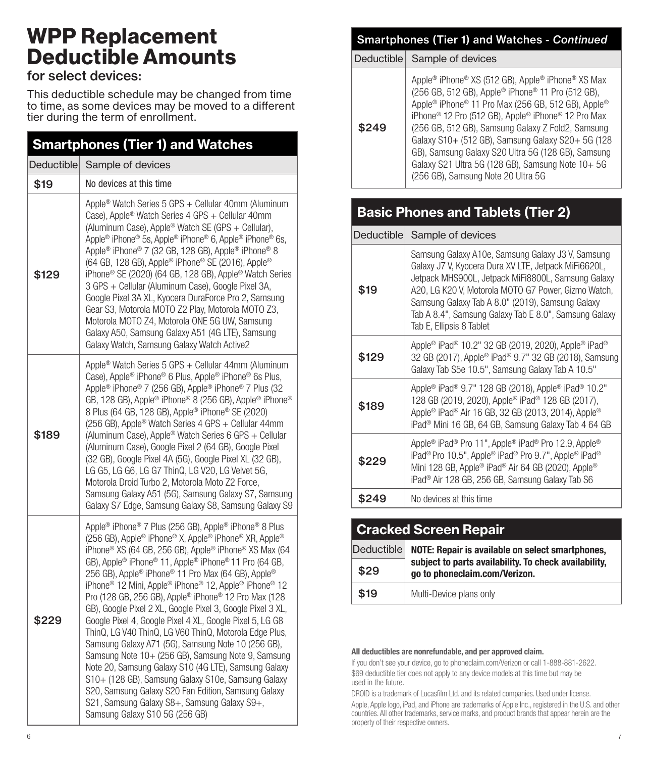# WPP Replacement Deductible Amounts

### for select devices:

This deductible schedule may be changed from time to time, as some devices may be moved to a different tier during the term of enrollment.

## Smartphones (Tier 1) and Watches

| Deductible | Sample of devices |
|---|---|
| $19 | No devices at this time |
| $129 | Apple® Watch Series 5 GPS + Cellular 40mm (Aluminum Case), Apple® Watch Series 4 GPS + Cellular 40mm (Aluminum Case), Apple® Watch SE (GPS + Cellular), Apple® iPhone® 5s, Apple® iPhone® 6, Apple® iPhone® 6s, Apple® iPhone® 7 (32 GB, 128 GB), Apple® iPhone® 8 (64 GB, 128 GB), Apple® iPhone® SE (2016), Apple® iPhone® SE (2020) (64 GB, 128 GB), Apple® Watch Series 3 GPS + Cellular (Aluminum Case), Google Pixel 3A, Google Pixel 3A XL, Kyocera DuraForce Pro 2, Samsung Gear S3, Motorola MOTO Z2 Play, Motorola MOTO Z3, Motorola MOTO Z4, Motorola ONE 5G UW, Samsung Galaxy A50, Samsung Galaxy A51 (4G LTE), Samsung Galaxy Watch, Samsung Galaxy Watch Active2 |
| $189 | Apple® Watch Series 5 GPS + Cellular 44mm (Aluminum Case), Apple® iPhone® 6 Plus, Apple® iPhone® 6s Plus, Apple® iPhone® 7 (256 GB), Apple® iPhone® 7 Plus (32 GB, 128 GB), Apple® iPhone® 8 (256 GB), Apple® iPhone® 8 Plus (64 GB, 128 GB), Apple® iPhone® SE (2020) (256 GB), Apple® Watch Series 4 GPS + Cellular 44mm (Aluminum Case), Apple® Watch Series 6 GPS + Cellular (Aluminum Case), Google Pixel 2 (64 GB), Google Pixel (32 GB), Google Pixel 4A (5G), Google Pixel XL (32 GB), LG G5, LG G6, LG G7 ThinQ, LG V20, LG Velvet 5G, Motorola Droid Turbo 2, Motorola Moto Z2 Force, Samsung Galaxy A51 (5G), Samsung Galaxy S7, Samsung Galaxy S7 Edge, Samsung Galaxy S8, Samsung Galaxy S9 |
| $229 | Apple® iPhone® 7 Plus (256 GB), Apple® iPhone® 8 Plus (256 GB), Apple® iPhone® X, Apple® iPhone® XR, Apple® iPhone® XS (64 GB, 256 GB), Apple® iPhone® XS Max (64 GB), Apple® iPhone® 11, Apple® iPhone® 11 Pro (64 GB, 256 GB), Apple® iPhone® 11 Pro Max (64 GB), Apple® iPhone® 12 Mini, Apple® iPhone® 12, Apple® iPhone® 12 Pro (128 GB, 256 GB), Apple® iPhone® 12 Pro Max (128 GB), Google Pixel 2 XL, Google Pixel 3, Google Pixel 3 XL, Google Pixel 4, Google Pixel 4 XL, Google Pixel 5, LG G8 ThinQ, LG V40 ThinQ, LG V60 ThinQ, Motorola Edge Plus, Samsung Galaxy A71 (5G), Samsung Note 10 (256 GB), Samsung Note 10+ (256 GB), Samsung Note 9, Samsung Note 20, Samsung Galaxy S10 (4G LTE), Samsung Galaxy S10+ (128 GB), Samsung Galaxy S10e, Samsung Galaxy S20, Samsung Galaxy S20 Fan Edition, Samsung Galaxy S21, Samsung Galaxy S8+, Samsung Galaxy S9+, Samsung Galaxy S10 5G (256 GB) |
| $249 | Apple® iPhone® XS (512 GB), Apple® iPhone® XS Max (256 GB, 512 GB), Apple® iPhone® 11 Pro (512 GB), Apple® iPhone® 11 Pro Max (256 GB, 512 GB), Apple® iPhone® 12 Pro (512 GB), Apple® iPhone® 12 Pro Max (256 GB, 512 GB), Samsung Galaxy Z Fold2, Samsung Galaxy S10+ (512 GB), Samsung Galaxy S20+ 5G (128 GB), Samsung Galaxy S20 Ultra 5G (128 GB), Samsung Galaxy S21 Ultra 5G (128 GB), Samsung Note 10+ 5G (256 GB), Samsung Note 20 Ultra 5G |

## Basic Phones and Tablets (Tier 2)

| Deductible | Sample of devices |
|---|---|
| $19 | Samsung Galaxy A10e, Samsung Galaxy J3 V, Samsung Galaxy J7 V, Kyocera Dura XV LTE, Jetpack MiFi6620L, Jetpack MHS900L, Jetpack MiFi8800L, Samsung Galaxy A20, LG K20 V, Motorola MOTO G7 Power, Gizmo Watch, Samsung Galaxy Tab A 8.0" (2019), Samsung Galaxy Tab A 8.4", Samsung Galaxy Tab E 8.0", Samsung Galaxy Tab E, Ellipsis 8 Tablet |
| $129 | Apple® iPad® 10.2" 32 GB (2019, 2020), Apple® iPad® 32 GB (2017), Apple® iPad® 9.7" 32 GB (2018), Samsung Galaxy Tab S5e 10.5", Samsung Galaxy Tab A 10.5" |
| $189 | Apple® iPad® 9.7" 128 GB (2018), Apple® iPad® 10.2" 128 GB (2019, 2020), Apple® iPad® 128 GB (2017), Apple® iPad® Air 16 GB, 32 GB (2013, 2014), Apple® iPad® Mini 16 GB, 64 GB, Samsung Galaxy Tab 4 64 GB |
| $229 | Apple® iPad® Pro 11", Apple® iPad® Pro 12.9, Apple® iPad® Pro 10.5", Apple® iPad® Pro 9.7", Apple® iPad® Mini 128 GB, Apple® iPad® Air 64 GB (2020), Apple® iPad® Air 128 GB, 256 GB, Samsung Galaxy Tab S6 |
| $249 | No devices at this time |

## Cracked Screen Repair

| Deductible | **NOTE: Repair is available on select smartphones, subject to parts availability. To check availability, go to phoneclaim.com/Verizon.** |
|---|---|
| $29 | |
| $19 | Multi-Device plans only |

**All deductibles are nonrefundable, and per approved claim.**

If you don't see your device, go to phoneclaim.com/Verizon or call 1-888-881-2622.

$69 deductible tier does not apply to any device models at this time but may be used in the future.

DROID is a trademark of Lucasfilm Ltd. and its related companies. Used under license.

Apple, Apple logo, iPad, and iPhone are trademarks of Apple Inc., registered in the U.S. and other countries. All other trademarks, service marks, and product brands that appear herein are the property of their respective owners.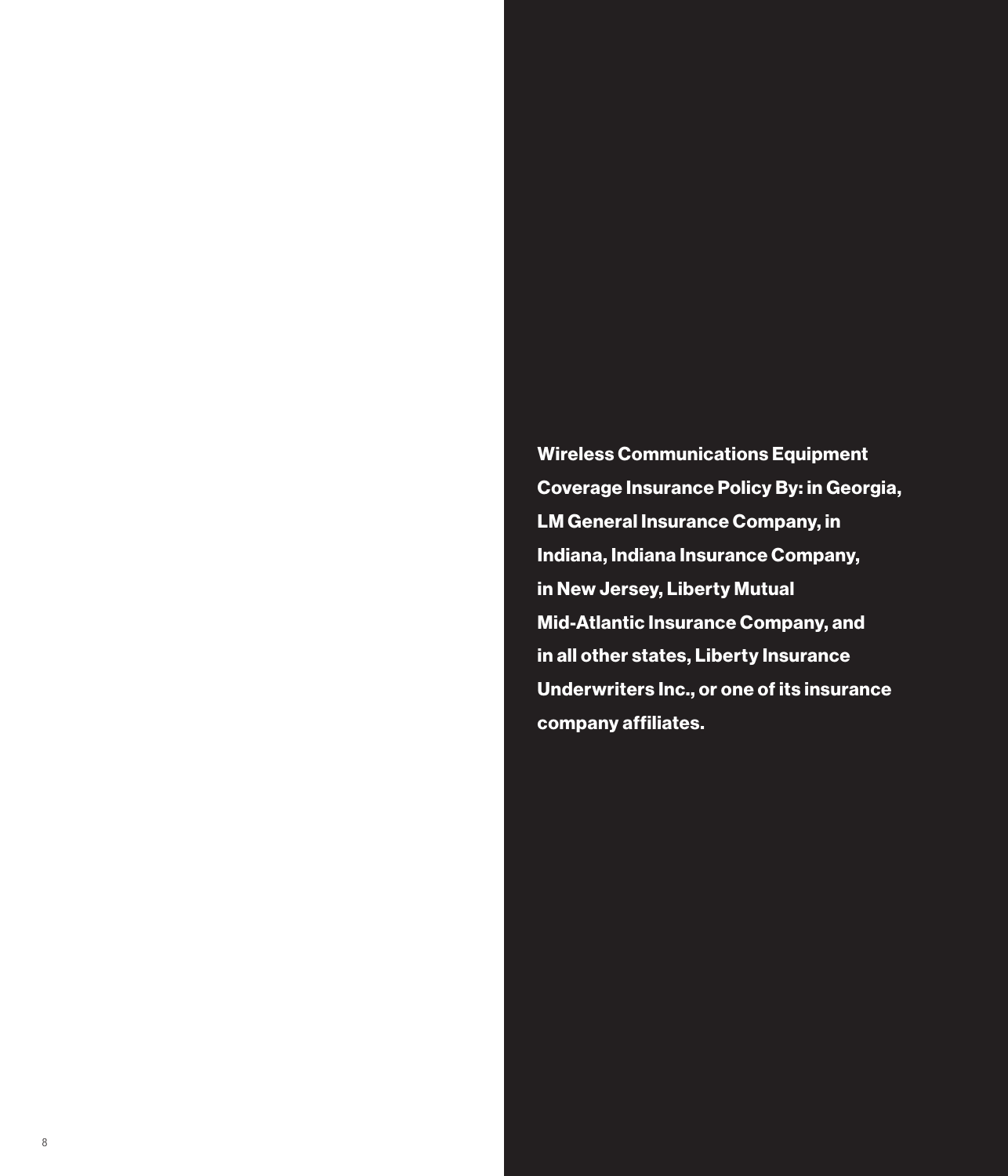**Wireless Communications Equipment Coverage Insurance Policy By: in Georgia, LM General Insurance Company, in Indiana, Indiana Insurance Company, in New Jersey, Liberty Mutual Mid-Atlantic Insurance Company, and in all other states, Liberty Insurance Underwriters Inc., or one of its insurance company affiliates.**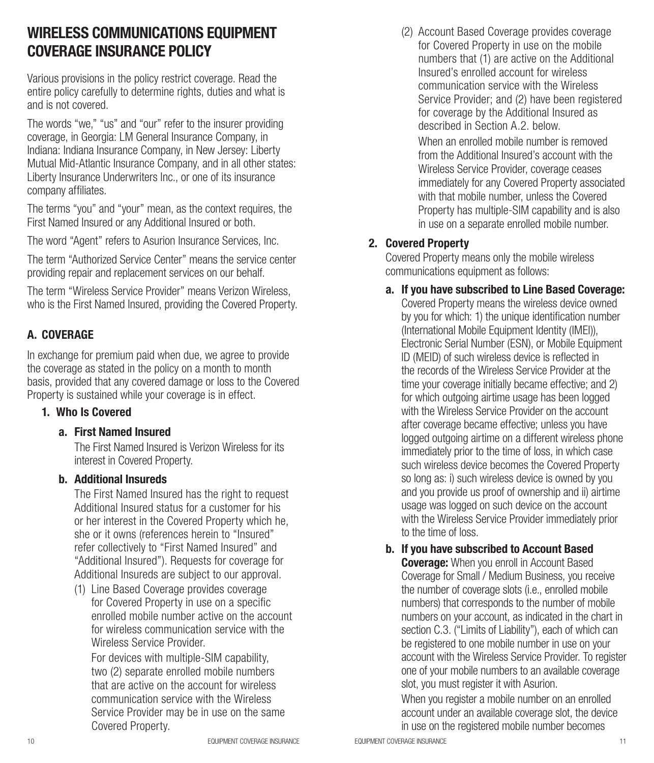# WIRELESS COMMUNICATIONS EQUIPMENT COVERAGE INSURANCE POLICY

Various provisions in the policy restrict coverage. Read the entire policy carefully to determine rights, duties and what is and is not covered.

The words "we," "us" and "our" refer to the insurer providing coverage, in Georgia: LM General Insurance Company, in Indiana: Indiana Insurance Company, in New Jersey: Liberty Mutual Mid-Atlantic Insurance Company, and in all other states: Liberty Insurance Underwriters Inc., or one of its insurance company affiliates.

The terms "you" and "your" mean, as the context requires, the First Named Insured or any Additional Insured or both.

The word "Agent" refers to Asurion Insurance Services, Inc.

The term "Authorized Service Center" means the service center providing repair and replacement services on our behalf.

The term "Wireless Service Provider" means Verizon Wireless, who is the First Named Insured, providing the Covered Property.

## A. COVERAGE

In exchange for premium paid when due, we agree to provide the coverage as stated in the policy on a month to month basis, provided that any covered damage or loss to the Covered Property is sustained while your coverage is in effect.

### 1. Who Is Covered

**a. First Named Insured**

The First Named Insured is Verizon Wireless for its interest in Covered Property.

**b. Additional Insureds**

The First Named Insured has the right to request Additional Insured status for a customer for his or her interest in the Covered Property which he, she or it owns (references herein to "Insured" refer collectively to "First Named Insured" and "Additional Insured"). Requests for coverage for Additional Insureds are subject to our approval.

(1) Line Based Coverage provides coverage for Covered Property in use on a specific enrolled mobile number active on the account for wireless communication service with the Wireless Service Provider.

For devices with multiple-SIM capability, two (2) separate enrolled mobile numbers that are active on the account for wireless communication service with the Wireless Service Provider may be in use on the same Covered Property.

(2) Account Based Coverage provides coverage for Covered Property in use on the mobile numbers that (1) are active on the Additional Insured's enrolled account for wireless communication service with the Wireless Service Provider; and (2) have been registered for coverage by the Additional Insured as described in Section A.2. below.

When an enrolled mobile number is removed from the Additional Insured's account with the Wireless Service Provider, coverage ceases immediately for any Covered Property associated with that mobile number, unless the Covered Property has multiple-SIM capability and is also in use on a separate enrolled mobile number.

### 2. Covered Property

Covered Property means only the mobile wireless communications equipment as follows:

**a. If you have subscribed to Line Based Coverage:** Covered Property means the wireless device owned by you for which: 1) the unique identification number (International Mobile Equipment Identity (IMEI)), Electronic Serial Number (ESN), or Mobile Equipment ID (MEID) of such wireless device is reflected in the records of the Wireless Service Provider at the time your coverage initially became effective; and 2) for which outgoing airtime usage has been logged with the Wireless Service Provider on the account after coverage became effective; unless you have logged outgoing airtime on a different wireless phone immediately prior to the time of loss, in which case such wireless device becomes the Covered Property so long as: i) such wireless device is owned by you and you provide us proof of ownership and ii) airtime usage was logged on such device on the account with the Wireless Service Provider immediately prior to the time of loss.

**b. If you have subscribed to Account Based Coverage:** When you enroll in Account Based Coverage for Small / Medium Business, you receive the number of coverage slots (i.e., enrolled mobile numbers) that corresponds to the number of mobile numbers on your account, as indicated in the chart in section C.3. ("Limits of Liability"), each of which can be registered to one mobile number in use on your account with the Wireless Service Provider. To register one of your mobile numbers to an available coverage slot, you must register it with Asurion.

When you register a mobile number on an enrolled account under an available coverage slot, the device in use on the registered mobile number becomes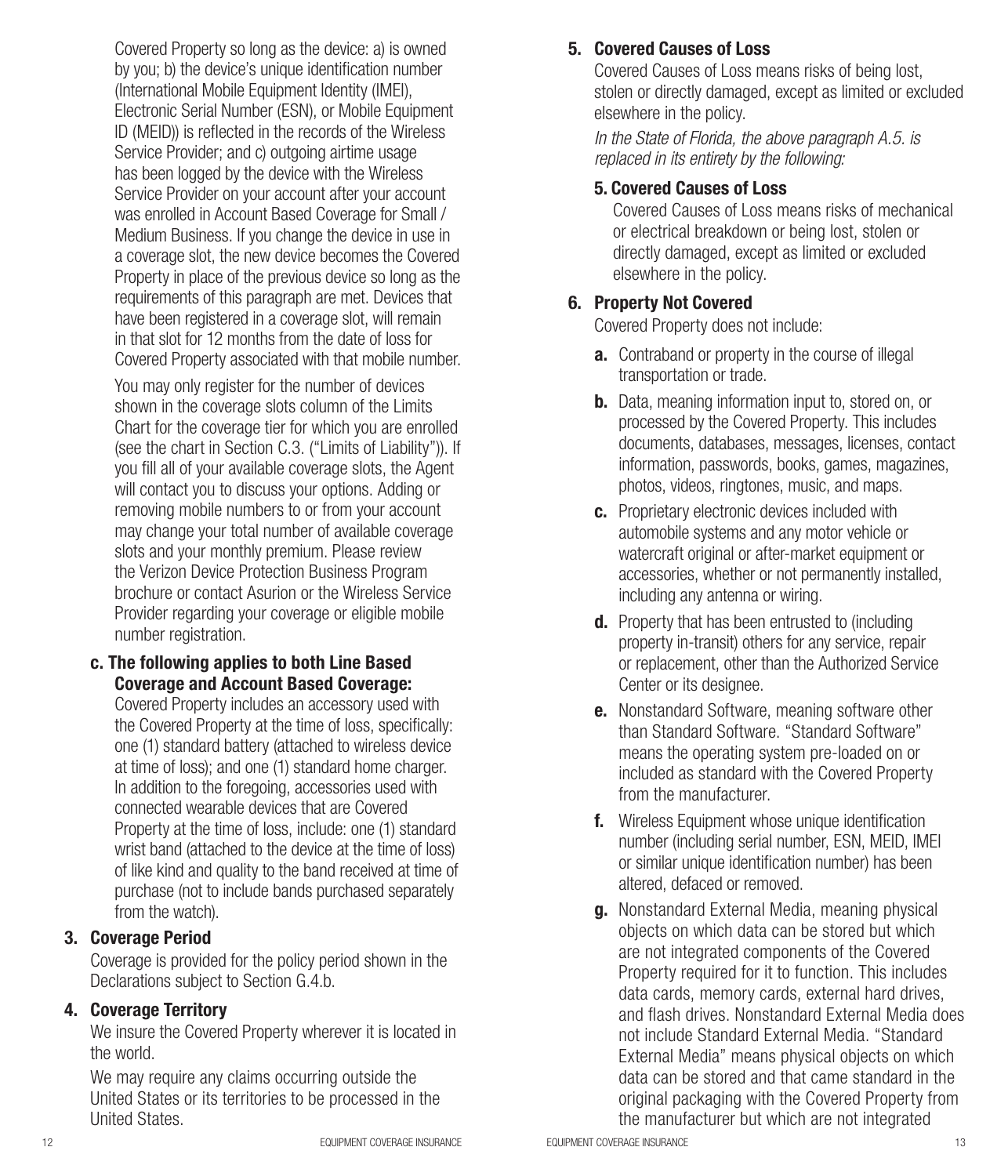Covered Property so long as the device: a) is owned by you; b) the device's unique identification number (International Mobile Equipment Identity (IMEI), Electronic Serial Number (ESN), or Mobile Equipment ID (MEID)) is reflected in the records of the Wireless Service Provider; and c) outgoing airtime usage has been logged by the device with the Wireless Service Provider on your account after your account was enrolled in Account Based Coverage for Small / Medium Business. If you change the device in use in a coverage slot, the new device becomes the Covered Property in place of the previous device so long as the requirements of this paragraph are met. Devices that have been registered in a coverage slot, will remain in that slot for 12 months from the date of loss for Covered Property associated with that mobile number.

You may only register for the number of devices shown in the coverage slots column of the Limits Chart for the coverage tier for which you are enrolled (see the chart in Section C.3. ("Limits of Liability")). If you fill all of your available coverage slots, the Agent will contact you to discuss your options. Adding or removing mobile numbers to or from your account may change your total number of available coverage slots and your monthly premium. Please review the Verizon Device Protection Business Program brochure or contact Asurion or the Wireless Service Provider regarding your coverage or eligible mobile number registration.

**c. The following applies to both Line Based Coverage and Account Based Coverage:**

Covered Property includes an accessory used with the Covered Property at the time of loss, specifically: one (1) standard battery (attached to wireless device at time of loss); and one (1) standard home charger. In addition to the foregoing, accessories used with connected wearable devices that are Covered Property at the time of loss, include: one (1) standard wrist band (attached to the device at the time of loss) of like kind and quality to the band received at time of purchase (not to include bands purchased separately from the watch).

### 3. Coverage Period

Coverage is provided for the policy period shown in the Declarations subject to Section G.4.b.

### 4. Coverage Territory

We insure the Covered Property wherever it is located in the world.

We may require any claims occurring outside the United States or its territories to be processed in the United States.

### 5. Covered Causes of Loss

Covered Causes of Loss means risks of being lost, stolen or directly damaged, except as limited or excluded elsewhere in the policy.

*In the State of Florida, the above paragraph A.5. is replaced in its entirety by the following:*

### 5. Covered Causes of Loss

Covered Causes of Loss means risks of mechanical or electrical breakdown or being lost, stolen or directly damaged, except as limited or excluded elsewhere in the policy.

### 6. Property Not Covered

Covered Property does not include:

**a.** Contraband or property in the course of illegal transportation or trade.

**b.** Data, meaning information input to, stored on, or processed by the Covered Property. This includes documents, databases, messages, licenses, contact information, passwords, books, games, magazines, photos, videos, ringtones, music, and maps.

**c.** Proprietary electronic devices included with automobile systems and any motor vehicle or watercraft original or after-market equipment or accessories, whether or not permanently installed, including any antenna or wiring.

**d.** Property that has been entrusted to (including property in-transit) others for any service, repair or replacement, other than the Authorized Service Center or its designee.

**e.** Nonstandard Software, meaning software other than Standard Software. "Standard Software" means the operating system pre-loaded on or included as standard with the Covered Property from the manufacturer.

**f.** Wireless Equipment whose unique identification number (including serial number, ESN, MEID, IMEI or similar unique identification number) has been altered, defaced or removed.

**g.** Nonstandard External Media, meaning physical objects on which data can be stored but which are not integrated components of the Covered Property required for it to function. This includes data cards, memory cards, external hard drives, and flash drives. Nonstandard External Media does not include Standard External Media. "Standard External Media" means physical objects on which data can be stored and that came standard in the original packaging with the Covered Property from the manufacturer but which are not integrated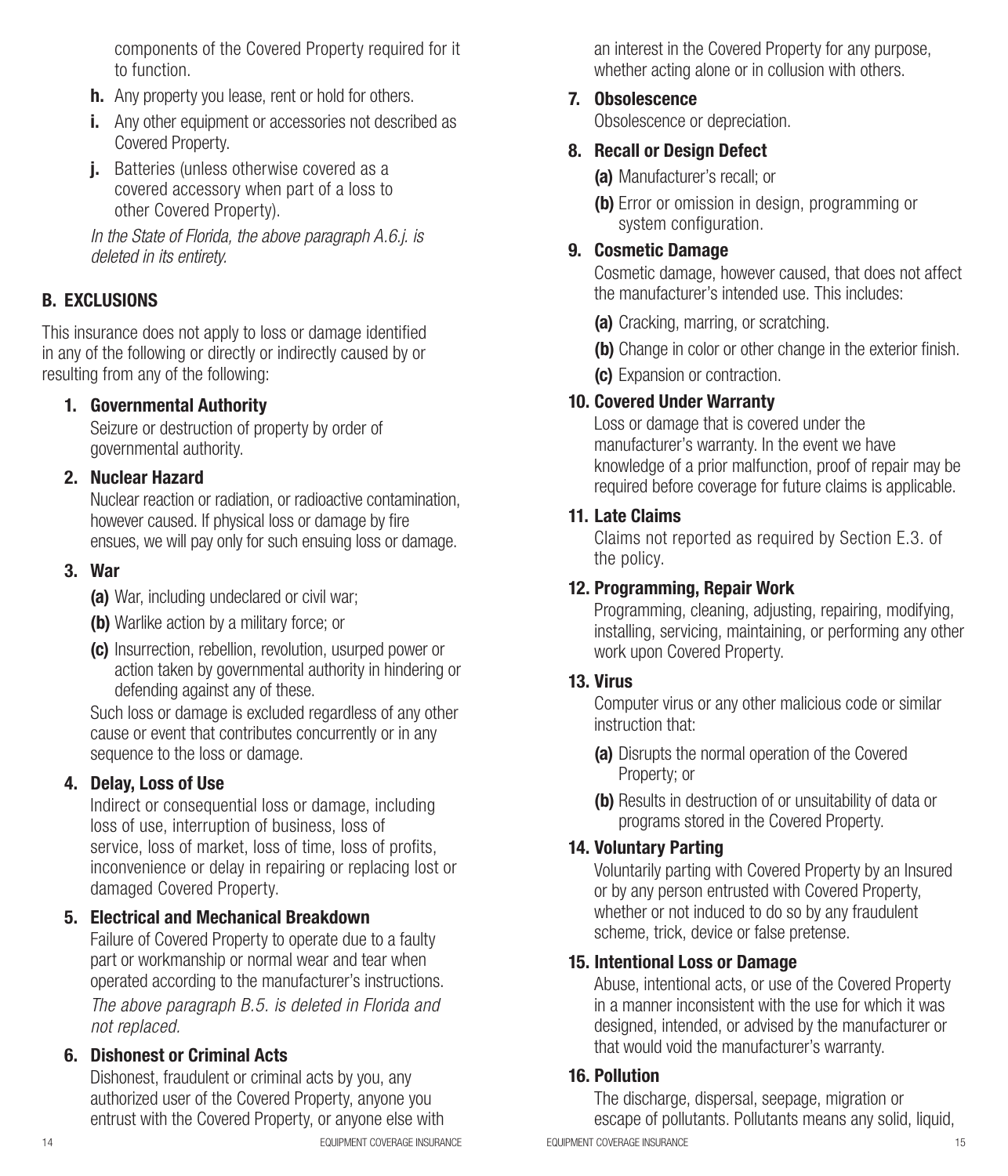components of the Covered Property required for it to function.

**h.** Any property you lease, rent or hold for others.

**i.** Any other equipment or accessories not described as Covered Property.

**j.** Batteries (unless otherwise covered as a covered accessory when part of a loss to other Covered Property).

*In the State of Florida, the above paragraph A.6.j. is deleted in its entirety.*

## B. EXCLUSIONS

This insurance does not apply to loss or damage identified in any of the following or directly or indirectly caused by or resulting from any of the following:

### 1. Governmental Authority

Seizure or destruction of property by order of governmental authority.

### 2. Nuclear Hazard

Nuclear reaction or radiation, or radioactive contamination, however caused. If physical loss or damage by fire ensues, we will pay only for such ensuing loss or damage.

### 3. War

**(a)** War, including undeclared or civil war;

**(b)** Warlike action by a military force; or

**(c)** Insurrection, rebellion, revolution, usurped power or action taken by governmental authority in hindering or defending against any of these.

Such loss or damage is excluded regardless of any other cause or event that contributes concurrently or in any sequence to the loss or damage.

### 4. Delay, Loss of Use

Indirect or consequential loss or damage, including loss of use, interruption of business, loss of service, loss of market, loss of time, loss of profits, inconvenience or delay in repairing or replacing lost or damaged Covered Property.

### 5. Electrical and Mechanical Breakdown

Failure of Covered Property to operate due to a faulty part or workmanship or normal wear and tear when operated according to the manufacturer's instructions.

*The above paragraph B.5. is deleted in Florida and not replaced.*

### 6. Dishonest or Criminal Acts

Dishonest, fraudulent or criminal acts by you, any authorized user of the Covered Property, anyone you entrust with the Covered Property, or anyone else with an interest in the Covered Property for any purpose, whether acting alone or in collusion with others.

### 7. Obsolescence

Obsolescence or depreciation.

### 8. Recall or Design Defect

**(a)** Manufacturer's recall; or

**(b)** Error or omission in design, programming or system configuration.

### 9. Cosmetic Damage

Cosmetic damage, however caused, that does not affect the manufacturer's intended use. This includes:

**(a)** Cracking, marring, or scratching.

**(b)** Change in color or other change in the exterior finish.

**(c)** Expansion or contraction.

### 10. Covered Under Warranty

Loss or damage that is covered under the manufacturer's warranty. In the event we have knowledge of a prior malfunction, proof of repair may be required before coverage for future claims is applicable.

### 11. Late Claims

Claims not reported as required by Section E.3. of the policy.

### 12. Programming, Repair Work

Programming, cleaning, adjusting, repairing, modifying, installing, servicing, maintaining, or performing any other work upon Covered Property.

### 13. Virus

Computer virus or any other malicious code or similar instruction that:

**(a)** Disrupts the normal operation of the Covered Property; or

**(b)** Results in destruction of or unsuitability of data or programs stored in the Covered Property.

### 14. Voluntary Parting

Voluntarily parting with Covered Property by an Insured or by any person entrusted with Covered Property, whether or not induced to do so by any fraudulent scheme, trick, device or false pretense.

### 15. Intentional Loss or Damage

Abuse, intentional acts, or use of the Covered Property in a manner inconsistent with the use for which it was designed, intended, or advised by the manufacturer or that would void the manufacturer's warranty.

### 16. Pollution

The discharge, dispersal, seepage, migration or escape of pollutants. Pollutants means any solid, liquid,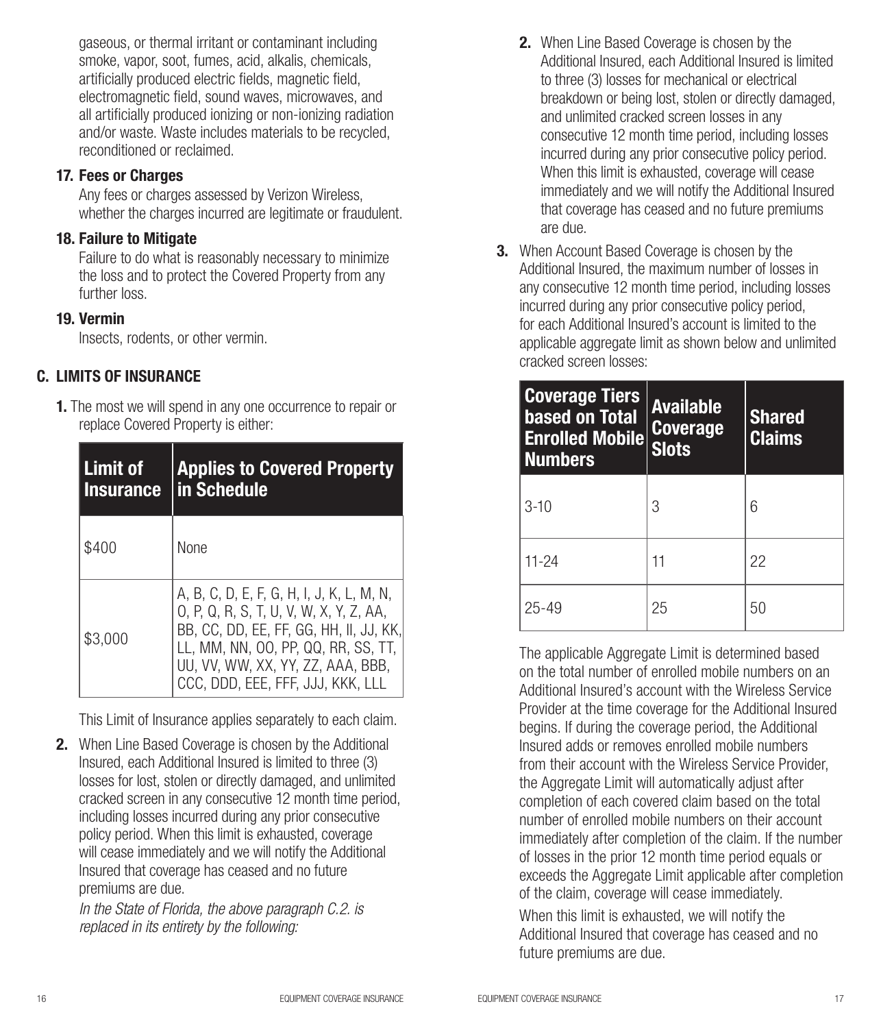gaseous, or thermal irritant or contaminant including smoke, vapor, soot, fumes, acid, alkalis, chemicals, artificially produced electric fields, magnetic field, electromagnetic field, sound waves, microwaves, and all artificially produced ionizing or non-ionizing radiation and/or waste. Waste includes materials to be recycled, reconditioned or reclaimed.

**17. Fees or Charges**

Any fees or charges assessed by Verizon Wireless, whether the charges incurred are legitimate or fraudulent.

**18. Failure to Mitigate**

Failure to do what is reasonably necessary to minimize the loss and to protect the Covered Property from any further loss.

**19. Vermin**

Insects, rodents, or other vermin.

## C. LIMITS OF INSURANCE

**1.** The most we will spend in any one occurrence to repair or replace Covered Property is either:

| Limit of Insurance | Applies to Covered Property in Schedule |
|---|---|
| $400 | None |
| $3,000 | A, B, C, D, E, F, G, H, I, J, K, L, M, N, O, P, Q, R, S, T, U, V, W, X, Y, Z, AA, BB, CC, DD, EE, FF, GG, HH, II, JJ, KK, LL, MM, NN, OO, PP, QQ, RR, SS, TT, UU, VV, WW, XX, YY, ZZ, AAA, BBB, CCC, DDD, EEE, FFF, JJJ, KKK, LLL |

This Limit of Insurance applies separately to each claim.

**2.** When Line Based Coverage is chosen by the Additional Insured, each Additional Insured is limited to three (3) losses for lost, stolen or directly damaged, and unlimited cracked screen in any consecutive 12 month time period, including losses incurred during any prior consecutive policy period. When this limit is exhausted, coverage will cease immediately and we will notify the Additional Insured that coverage has ceased and no future premiums are due.

*In the State of Florida, the above paragraph C.2. is replaced in its entirety by the following:*

**2.** When Line Based Coverage is chosen by the Additional Insured, each Additional Insured is limited to three (3) losses for mechanical or electrical breakdown or being lost, stolen or directly damaged, and unlimited cracked screen losses in any consecutive 12 month time period, including losses incurred during any prior consecutive policy period. When this limit is exhausted, coverage will cease immediately and we will notify the Additional Insured that coverage has ceased and no future premiums are due.

**3.** When Account Based Coverage is chosen by the Additional Insured, the maximum number of losses in any consecutive 12 month time period, including losses incurred during any prior consecutive policy period, for each Additional Insured's account is limited to the applicable aggregate limit as shown below and unlimited cracked screen losses:

| Coverage Tiers based on Total Enrolled Mobile Numbers | Available Coverage Slots | Shared Claims |
|---|---|---|
| 3-10 | 3 | 6 |
| 11-24 | 11 | 22 |
| 25-49 | 25 | 50 |

The applicable Aggregate Limit is determined based on the total number of enrolled mobile numbers on an Additional Insured's account with the Wireless Service Provider at the time coverage for the Additional Insured begins. If during the coverage period, the Additional Insured adds or removes enrolled mobile numbers from their account with the Wireless Service Provider, the Aggregate Limit will automatically adjust after completion of each covered claim based on the total number of enrolled mobile numbers on their account immediately after completion of the claim. If the number of losses in the prior 12 month time period equals or exceeds the Aggregate Limit applicable after completion of the claim, coverage will cease immediately.

When this limit is exhausted, we will notify the Additional Insured that coverage has ceased and no future premiums are due.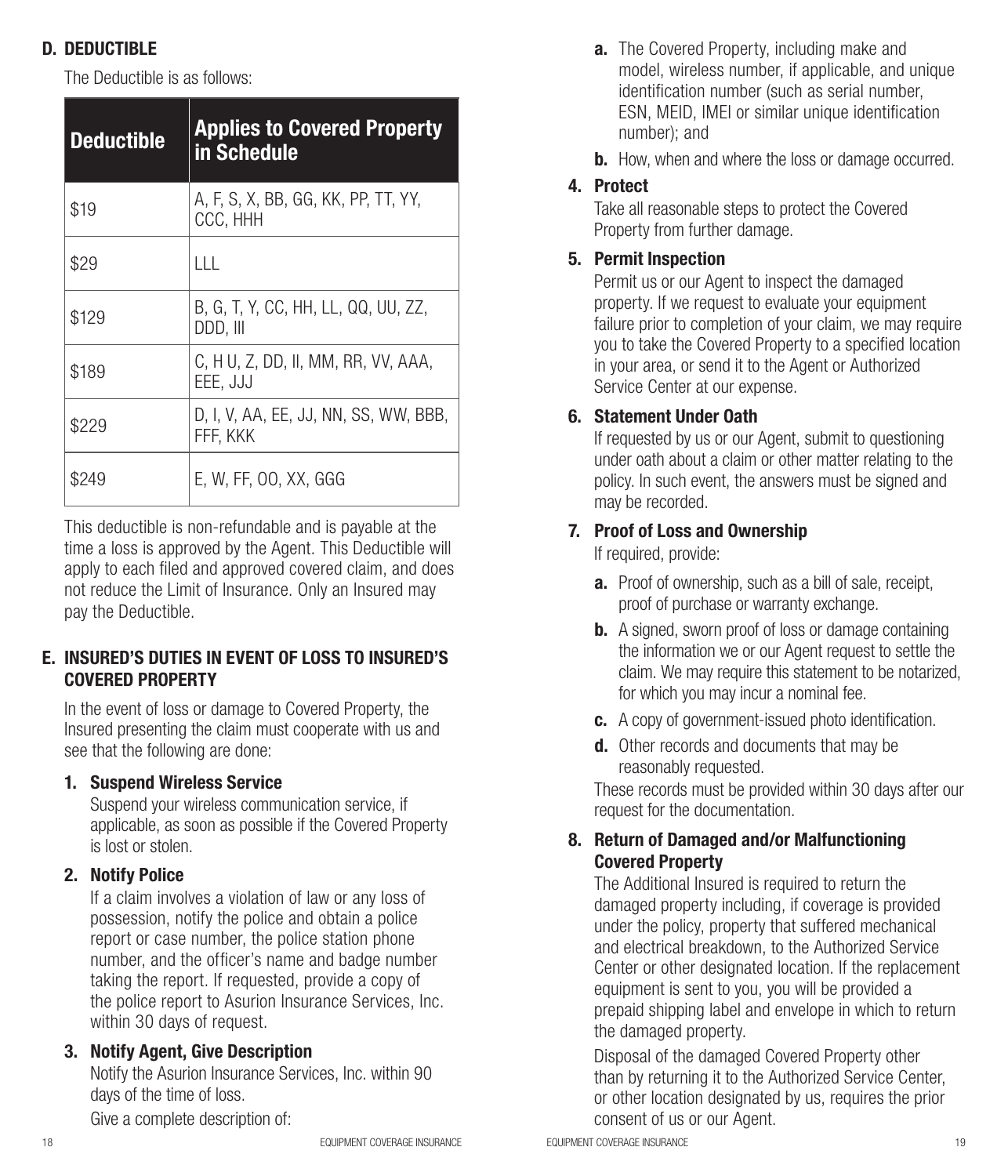## D. DEDUCTIBLE

The Deductible is as follows:

| Deductible | Applies to Covered Property in Schedule |
|---|---|
| $19 | A, F, S, X, BB, GG, KK, PP, TT, YY, CCC, HHH |
| $29 | LLL |
| $129 | B, G, T, Y, CC, HH, LL, QQ, UU, ZZ, DDD, III |
| $189 | C, H U, Z, DD, II, MM, RR, VV, AAA, EEE, JJJ |
| $229 | D, I, V, AA, EE, JJ, NN, SS, WW, BBB, FFF, KKK |
| $249 | E, W, FF, OO, XX, GGG |

This deductible is non-refundable and is payable at the time a loss is approved by the Agent. This Deductible will apply to each filed and approved covered claim, and does not reduce the Limit of Insurance. Only an Insured may pay the Deductible.

## E. INSURED'S DUTIES IN EVENT OF LOSS TO INSURED'S COVERED PROPERTY

In the event of loss or damage to Covered Property, the Insured presenting the claim must cooperate with us and see that the following are done:

### 1. Suspend Wireless Service

Suspend your wireless communication service, if applicable, as soon as possible if the Covered Property is lost or stolen.

### 2. Notify Police

If a claim involves a violation of law or any loss of possession, notify the police and obtain a police report or case number, the police station phone number, and the officer's name and badge number taking the report. If requested, provide a copy of the police report to Asurion Insurance Services, Inc. within 30 days of request.

### 3. Notify Agent, Give Description

Notify the Asurion Insurance Services, Inc. within 90 days of the time of loss.

Give a complete description of:

- **a.** The Covered Property, including make and model, wireless number, if applicable, and unique identification number (such as serial number, ESN, MEID, IMEI or similar unique identification number); and
- **b.** How, when and where the loss or damage occurred.

### 4. Protect

Take all reasonable steps to protect the Covered Property from further damage.

### 5. Permit Inspection

Permit us or our Agent to inspect the damaged property. If we request to evaluate your equipment failure prior to completion of your claim, we may require you to take the Covered Property to a specified location in your area, or send it to the Agent or Authorized Service Center at our expense.

### 6. Statement Under Oath

If requested by us or our Agent, submit to questioning under oath about a claim or other matter relating to the policy. In such event, the answers must be signed and may be recorded.

### 7. Proof of Loss and Ownership

If required, provide:

- **a.** Proof of ownership, such as a bill of sale, receipt, proof of purchase or warranty exchange.
- **b.** A signed, sworn proof of loss or damage containing the information we or our Agent request to settle the claim. We may require this statement to be notarized, for which you may incur a nominal fee.
- **c.** A copy of government-issued photo identification.
- **d.** Other records and documents that may be reasonably requested.

These records must be provided within 30 days after our request for the documentation.

### 8. Return of Damaged and/or Malfunctioning Covered Property

The Additional Insured is required to return the damaged property including, if coverage is provided under the policy, property that suffered mechanical and electrical breakdown, to the Authorized Service Center or other designated location. If the replacement equipment is sent to you, you will be provided a prepaid shipping label and envelope in which to return the damaged property.

Disposal of the damaged Covered Property other than by returning it to the Authorized Service Center, or other location designated by us, requires the prior consent of us or our Agent.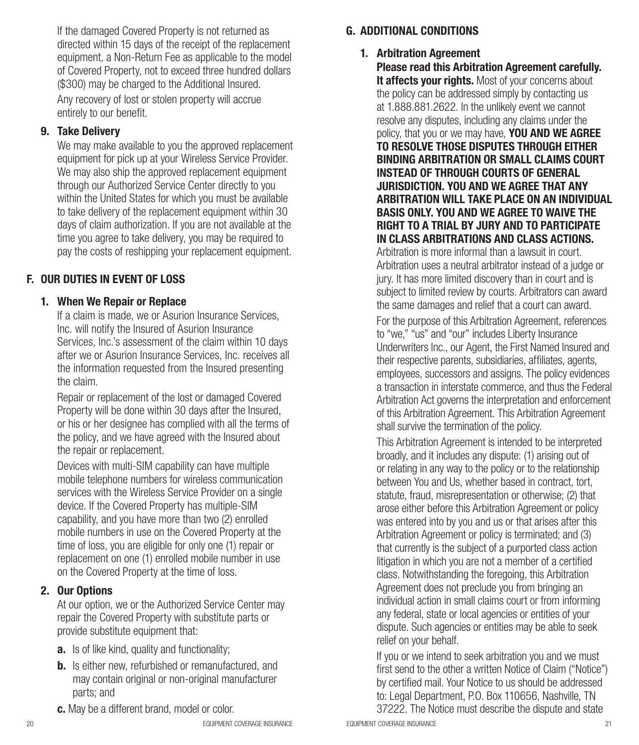If the damaged Covered Property is not returned as directed within 15 days of the receipt of the replacement equipment, a Non-Return Fee as applicable to the model of Covered Property, not to exceed three hundred dollars ($300) may be charged to the Additional Insured.

Any recovery of lost or stolen property will accrue entirely to our benefit.

**9. Take Delivery**

We may make available to you the approved replacement equipment for pick up at your Wireless Service Provider. We may also ship the approved replacement equipment through our Authorized Service Center directly to you within the United States for which you must be available to take delivery of the replacement equipment within 30 days of claim authorization. If you are not available at the time you agree to take delivery, you may be required to pay the costs of reshipping your replacement equipment.

## F. OUR DUTIES IN EVENT OF LOSS

**1. When We Repair or Replace**

If a claim is made, we or Asurion Insurance Services, Inc. will notify the Insured of Asurion Insurance Services, Inc.'s assessment of the claim within 10 days after we or Asurion Insurance Services, Inc. receives all the information requested from the Insured presenting the claim.

Repair or replacement of the lost or damaged Covered Property will be done within 30 days after the Insured, or his or her designee has complied with all the terms of the policy, and we have agreed with the Insured about the repair or replacement.

Devices with multi-SIM capability can have multiple mobile telephone numbers for wireless communication services with the Wireless Service Provider on a single device. If the Covered Property has multiple-SIM capability, and you have more than two (2) enrolled mobile numbers in use on the Covered Property at the time of loss, you are eligible for only one (1) repair or replacement on one (1) enrolled mobile number in use on the Covered Property at the time of loss.

**2. Our Options**

At our option, we or the Authorized Service Center may repair the Covered Property with substitute parts or provide substitute equipment that:

**a.** Is of like kind, quality and functionality;

**b.** Is either new, refurbished or remanufactured, and may contain original or non-original manufacturer parts; and

**c.** May be a different brand, model or color.

## G. ADDITIONAL CONDITIONS

**1. Arbitration Agreement**

**Please read this Arbitration Agreement carefully. It affects your rights.** Most of your concerns about the policy can be addressed simply by contacting us at 1.888.881.2622. In the unlikely event we cannot resolve any disputes, including any claims under the policy, that you or we may have, **YOU AND WE AGREE TO RESOLVE THOSE DISPUTES THROUGH EITHER BINDING ARBITRATION OR SMALL CLAIMS COURT INSTEAD OF THROUGH COURTS OF GENERAL JURISDICTION. YOU AND WE AGREE THAT ANY ARBITRATION WILL TAKE PLACE ON AN INDIVIDUAL BASIS ONLY. YOU AND WE AGREE TO WAIVE THE RIGHT TO A TRIAL BY JURY AND TO PARTICIPATE IN CLASS ARBITRATIONS AND CLASS ACTIONS.** Arbitration is more informal than a lawsuit in court. Arbitration uses a neutral arbitrator instead of a judge or jury. It has more limited discovery than in court and is subject to limited review by courts. Arbitrators can award the same damages and relief that a court can award.

For the purpose of this Arbitration Agreement, references to "we," "us" and "our" includes Liberty Insurance Underwriters Inc., our Agent, the First Named Insured and their respective parents, subsidiaries, affiliates, agents, employees, successors and assigns. The policy evidences a transaction in interstate commerce, and thus the Federal Arbitration Act governs the interpretation and enforcement of this Arbitration Agreement. This Arbitration Agreement shall survive the termination of the policy.

This Arbitration Agreement is intended to be interpreted broadly, and it includes any dispute: (1) arising out of or relating in any way to the policy or to the relationship between You and Us, whether based in contract, tort, statute, fraud, misrepresentation or otherwise; (2) that arose either before this Arbitration Agreement or policy was entered into by you and us or that arises after this Arbitration Agreement or policy is terminated; and (3) that currently is the subject of a purported class action litigation in which you are not a member of a certified class. Notwithstanding the foregoing, this Arbitration Agreement does not preclude you from bringing an individual action in small claims court or from informing any federal, state or local agencies or entities of your dispute. Such agencies or entities may be able to seek relief on your behalf.

If you or we intend to seek arbitration you and we must first send to the other a written Notice of Claim ("Notice") by certified mail. Your Notice to us should be addressed to: Legal Department, P.O. Box 110656, Nashville, TN 37222. The Notice must describe the dispute and state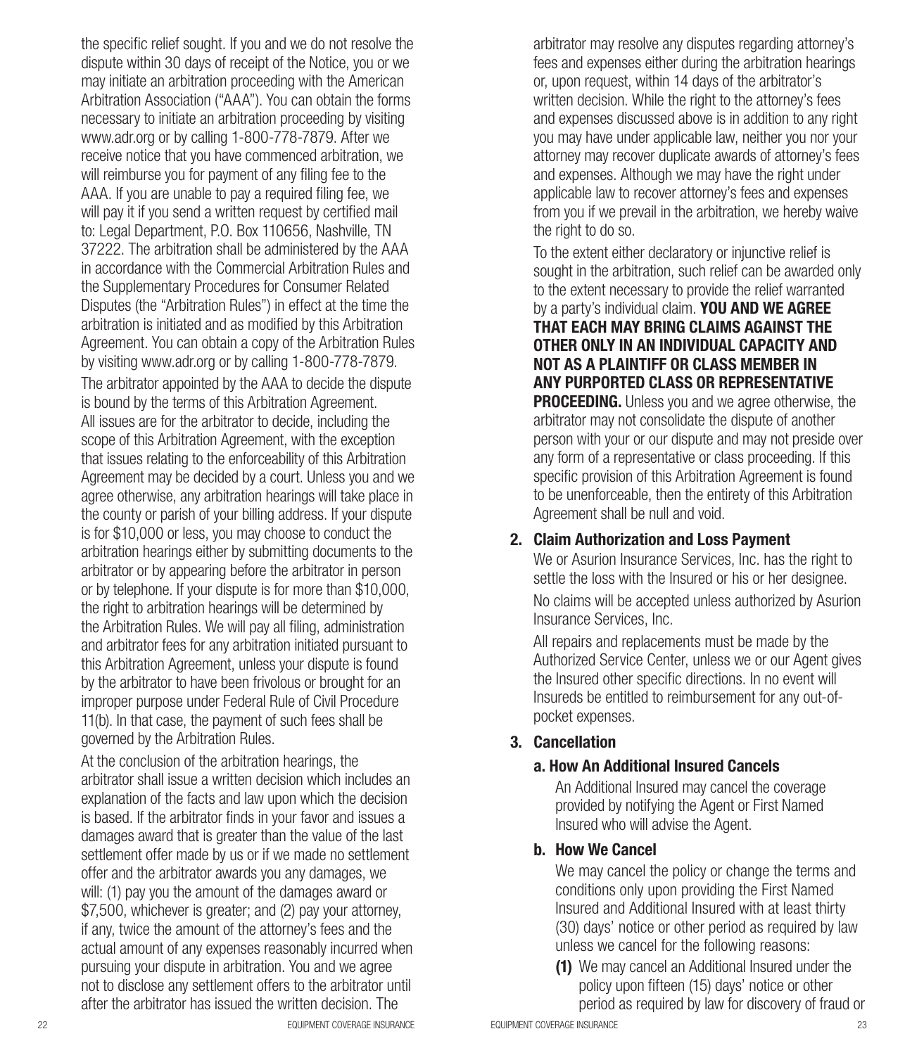the specific relief sought. If you and we do not resolve the dispute within 30 days of receipt of the Notice, you or we may initiate an arbitration proceeding with the American Arbitration Association ("AAA"). You can obtain the forms necessary to initiate an arbitration proceeding by visiting www.adr.org or by calling 1-800-778-7879. After we receive notice that you have commenced arbitration, we will reimburse you for payment of any filing fee to the AAA. If you are unable to pay a required filing fee, we will pay it if you send a written request by certified mail to: Legal Department, P.O. Box 110656, Nashville, TN 37222. The arbitration shall be administered by the AAA in accordance with the Commercial Arbitration Rules and the Supplementary Procedures for Consumer Related Disputes (the "Arbitration Rules") in effect at the time the arbitration is initiated and as modified by this Arbitration Agreement. You can obtain a copy of the Arbitration Rules by visiting www.adr.org or by calling 1-800-778-7879.

The arbitrator appointed by the AAA to decide the dispute is bound by the terms of this Arbitration Agreement. All issues are for the arbitrator to decide, including the scope of this Arbitration Agreement, with the exception that issues relating to the enforceability of this Arbitration Agreement may be decided by a court. Unless you and we agree otherwise, any arbitration hearings will take place in the county or parish of your billing address. If your dispute is for $10,000 or less, you may choose to conduct the arbitration hearings either by submitting documents to the arbitrator or by appearing before the arbitrator in person or by telephone. If your dispute is for more than $10,000, the right to arbitration hearings will be determined by the Arbitration Rules. We will pay all filing, administration and arbitrator fees for any arbitration initiated pursuant to this Arbitration Agreement, unless your dispute is found by the arbitrator to have been frivolous or brought for an improper purpose under Federal Rule of Civil Procedure 11(b). In that case, the payment of such fees shall be governed by the Arbitration Rules.

At the conclusion of the arbitration hearings, the arbitrator shall issue a written decision which includes an explanation of the facts and law upon which the decision is based. If the arbitrator finds in your favor and issues a damages award that is greater than the value of the last settlement offer made by us or if we made no settlement offer and the arbitrator awards you any damages, we will: (1) pay you the amount of the damages award or $7,500, whichever is greater; and (2) pay your attorney, if any, twice the amount of the attorney's fees and the actual amount of any expenses reasonably incurred when pursuing your dispute in arbitration. You and we agree not to disclose any settlement offers to the arbitrator until after the arbitrator has issued the written decision. The arbitrator may resolve any disputes regarding attorney's fees and expenses either during the arbitration hearings or, upon request, within 14 days of the arbitrator's written decision. While the right to the attorney's fees and expenses discussed above is in addition to any right you may have under applicable law, neither you nor your attorney may recover duplicate awards of attorney's fees and expenses. Although we may have the right under applicable law to recover attorney's fees and expenses from you if we prevail in the arbitration, we hereby waive the right to do so.

To the extent either declaratory or injunctive relief is sought in the arbitration, such relief can be awarded only to the extent necessary to provide the relief warranted by a party's individual claim. **YOU AND WE AGREE THAT EACH MAY BRING CLAIMS AGAINST THE OTHER ONLY IN AN INDIVIDUAL CAPACITY AND NOT AS A PLAINTIFF OR CLASS MEMBER IN ANY PURPORTED CLASS OR REPRESENTATIVE PROCEEDING.** Unless you and we agree otherwise, the arbitrator may not consolidate the dispute of another person with your or our dispute and may not preside over any form of a representative or class proceeding. If this specific provision of this Arbitration Agreement is found to be unenforceable, then the entirety of this Arbitration Agreement shall be null and void.

## 2. Claim Authorization and Loss Payment

We or Asurion Insurance Services, Inc. has the right to settle the loss with the Insured or his or her designee.

No claims will be accepted unless authorized by Asurion Insurance Services, Inc.

All repairs and replacements must be made by the Authorized Service Center, unless we or our Agent gives the Insured other specific directions. In no event will Insureds be entitled to reimbursement for any out-of-pocket expenses.

## 3. Cancellation

### a. How An Additional Insured Cancels

An Additional Insured may cancel the coverage provided by notifying the Agent or First Named Insured who will advise the Agent.

### b. How We Cancel

We may cancel the policy or change the terms and conditions only upon providing the First Named Insured and Additional Insured with at least thirty (30) days' notice or other period as required by law unless we cancel for the following reasons:

**(1)** We may cancel an Additional Insured under the policy upon fifteen (15) days' notice or other period as required by law for discovery of fraud or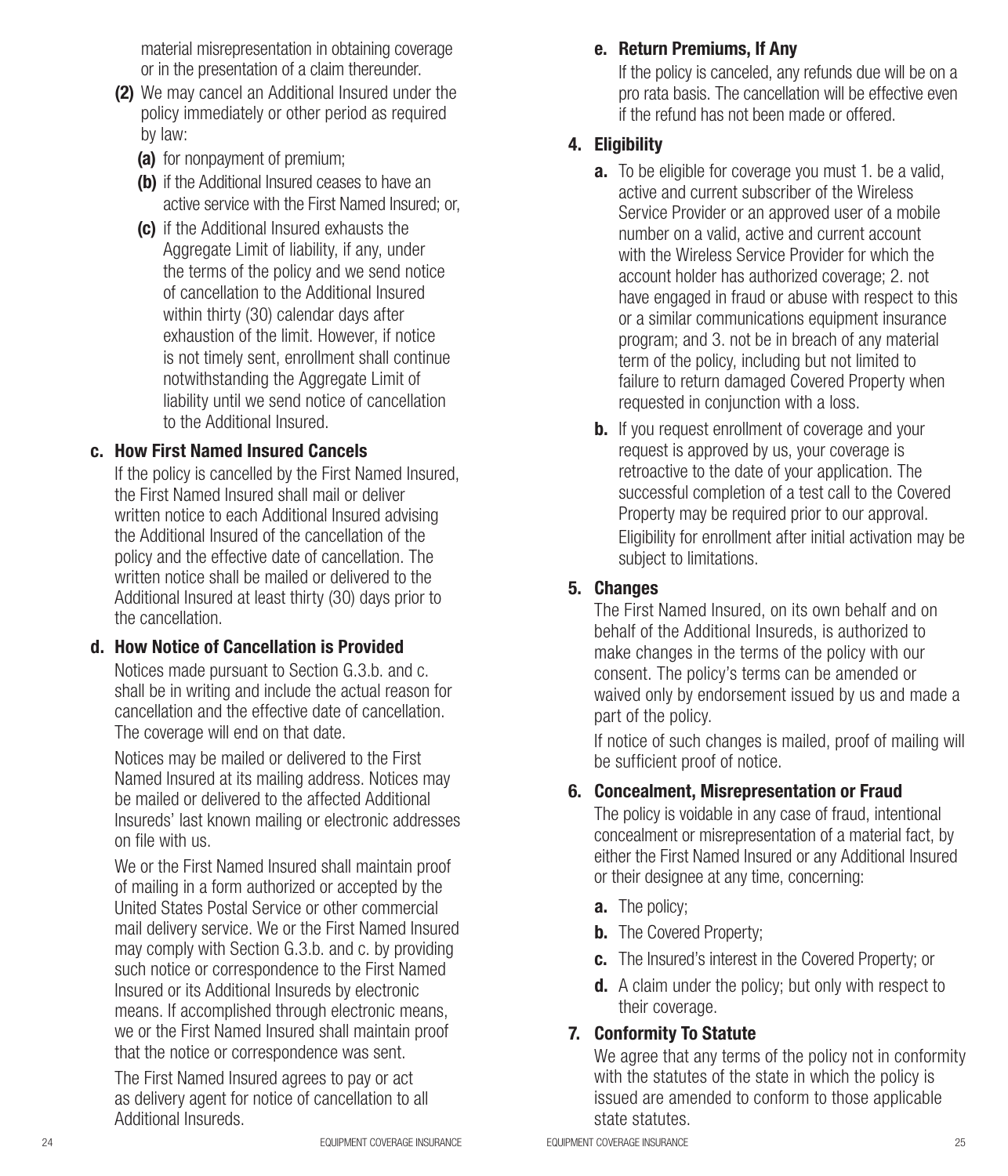material misrepresentation in obtaining coverage or in the presentation of a claim thereunder.

**(2)** We may cancel an Additional Insured under the policy immediately or other period as required by law:

**(a)** for nonpayment of premium;

**(b)** if the Additional Insured ceases to have an active service with the First Named Insured; or,

**(c)** if the Additional Insured exhausts the Aggregate Limit of liability, if any, under the terms of the policy and we send notice of cancellation to the Additional Insured within thirty (30) calendar days after exhaustion of the limit. However, if notice is not timely sent, enrollment shall continue notwithstanding the Aggregate Limit of liability until we send notice of cancellation to the Additional Insured.

### c. How First Named Insured Cancels

If the policy is cancelled by the First Named Insured, the First Named Insured shall mail or deliver written notice to each Additional Insured advising the Additional Insured of the cancellation of the policy and the effective date of cancellation. The written notice shall be mailed or delivered to the Additional Insured at least thirty (30) days prior to the cancellation.

### d. How Notice of Cancellation is Provided

Notices made pursuant to Section G.3.b. and c. shall be in writing and include the actual reason for cancellation and the effective date of cancellation. The coverage will end on that date.

Notices may be mailed or delivered to the First Named Insured at its mailing address. Notices may be mailed or delivered to the affected Additional Insureds' last known mailing or electronic addresses on file with us.

We or the First Named Insured shall maintain proof of mailing in a form authorized or accepted by the United States Postal Service or other commercial mail delivery service. We or the First Named Insured may comply with Section G.3.b. and c. by providing such notice or correspondence to the First Named Insured or its Additional Insureds by electronic means. If accomplished through electronic means, we or the First Named Insured shall maintain proof that the notice or correspondence was sent.

The First Named Insured agrees to pay or act as delivery agent for notice of cancellation to all Additional Insureds.

### e. Return Premiums, If Any

If the policy is canceled, any refunds due will be on a pro rata basis. The cancellation will be effective even if the refund has not been made or offered.

## 4. Eligibility

**a.** To be eligible for coverage you must 1. be a valid, active and current subscriber of the Wireless Service Provider or an approved user of a mobile number on a valid, active and current account with the Wireless Service Provider for which the account holder has authorized coverage; 2. not have engaged in fraud or abuse with respect to this or a similar communications equipment insurance program; and 3. not be in breach of any material term of the policy, including but not limited to failure to return damaged Covered Property when requested in conjunction with a loss.

**b.** If you request enrollment of coverage and your request is approved by us, your coverage is retroactive to the date of your application. The successful completion of a test call to the Covered Property may be required prior to our approval. Eligibility for enrollment after initial activation may be subject to limitations.

## 5. Changes

The First Named Insured, on its own behalf and on behalf of the Additional Insureds, is authorized to make changes in the terms of the policy with our consent. The policy's terms can be amended or waived only by endorsement issued by us and made a part of the policy.

If notice of such changes is mailed, proof of mailing will be sufficient proof of notice.

## 6. Concealment, Misrepresentation or Fraud

The policy is voidable in any case of fraud, intentional concealment or misrepresentation of a material fact, by either the First Named Insured or any Additional Insured or their designee at any time, concerning:

**a.** The policy;

**b.** The Covered Property;

**c.** The Insured's interest in the Covered Property; or

**d.** A claim under the policy; but only with respect to their coverage.

## 7. Conformity To Statute

We agree that any terms of the policy not in conformity with the statutes of the state in which the policy is issued are amended to conform to those applicable state statutes.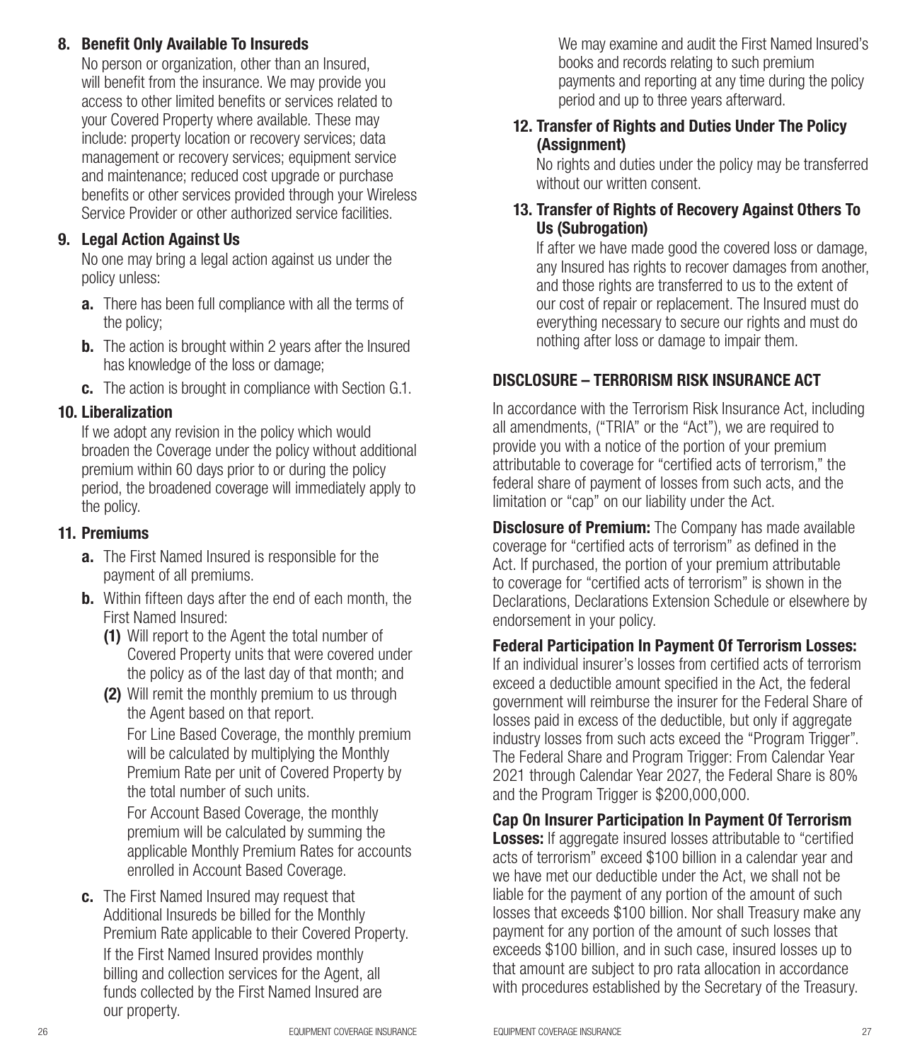### 8. Benefit Only Available To Insureds

No person or organization, other than an Insured, will benefit from the insurance. We may provide you access to other limited benefits or services related to your Covered Property where available. These may include: property location or recovery services; data management or recovery services; equipment service and maintenance; reduced cost upgrade or purchase benefits or other services provided through your Wireless Service Provider or other authorized service facilities.

### 9. Legal Action Against Us

No one may bring a legal action against us under the policy unless:

- **a.** There has been full compliance with all the terms of the policy;
- **b.** The action is brought within 2 years after the Insured has knowledge of the loss or damage;
- **c.** The action is brought in compliance with Section G.1.

### 10. Liberalization

If we adopt any revision in the policy which would broaden the Coverage under the policy without additional premium within 60 days prior to or during the policy period, the broadened coverage will immediately apply to the policy.

### 11. Premiums

- **a.** The First Named Insured is responsible for the payment of all premiums.
- **b.** Within fifteen days after the end of each month, the First Named Insured:
  - **(1)** Will report to the Agent the total number of Covered Property units that were covered under the policy as of the last day of that month; and
  - **(2)** Will remit the monthly premium to us through the Agent based on that report.

    For Line Based Coverage, the monthly premium will be calculated by multiplying the Monthly Premium Rate per unit of Covered Property by the total number of such units.

    For Account Based Coverage, the monthly premium will be calculated by summing the applicable Monthly Premium Rates for accounts enrolled in Account Based Coverage.
- **c.** The First Named Insured may request that Additional Insureds be billed for the Monthly Premium Rate applicable to their Covered Property.

  If the First Named Insured provides monthly billing and collection services for the Agent, all funds collected by the First Named Insured are our property.

  We may examine and audit the First Named Insured's books and records relating to such premium payments and reporting at any time during the policy period and up to three years afterward.

### 12. Transfer of Rights and Duties Under The Policy (Assignment)

No rights and duties under the policy may be transferred without our written consent.

### 13. Transfer of Rights of Recovery Against Others To Us (Subrogation)

If after we have made good the covered loss or damage, any Insured has rights to recover damages from another, and those rights are transferred to us to the extent of our cost of repair or replacement. The Insured must do everything necessary to secure our rights and must do nothing after loss or damage to impair them.

## DISCLOSURE – TERRORISM RISK INSURANCE ACT

In accordance with the Terrorism Risk Insurance Act, including all amendments, ("TRIA" or the "Act"), we are required to provide you with a notice of the portion of your premium attributable to coverage for "certified acts of terrorism," the federal share of payment of losses from such acts, and the limitation or "cap" on our liability under the Act.

**Disclosure of Premium:** The Company has made available coverage for "certified acts of terrorism" as defined in the Act. If purchased, the portion of your premium attributable to coverage for "certified acts of terrorism" is shown in the Declarations, Declarations Extension Schedule or elsewhere by endorsement in your policy.

**Federal Participation In Payment Of Terrorism Losses:** If an individual insurer's losses from certified acts of terrorism exceed a deductible amount specified in the Act, the federal government will reimburse the insurer for the Federal Share of losses paid in excess of the deductible, but only if aggregate industry losses from such acts exceed the "Program Trigger". The Federal Share and Program Trigger: From Calendar Year 2021 through Calendar Year 2027, the Federal Share is 80% and the Program Trigger is $200,000,000.

**Cap On Insurer Participation In Payment Of Terrorism Losses:** If aggregate insured losses attributable to "certified acts of terrorism" exceed $100 billion in a calendar year and we have met our deductible under the Act, we shall not be liable for the payment of any portion of the amount of such losses that exceeds $100 billion. Nor shall Treasury make any payment for any portion of the amount of such losses that exceeds $100 billion, and in such case, insured losses up to that amount are subject to pro rata allocation in accordance with procedures established by the Secretary of the Treasury.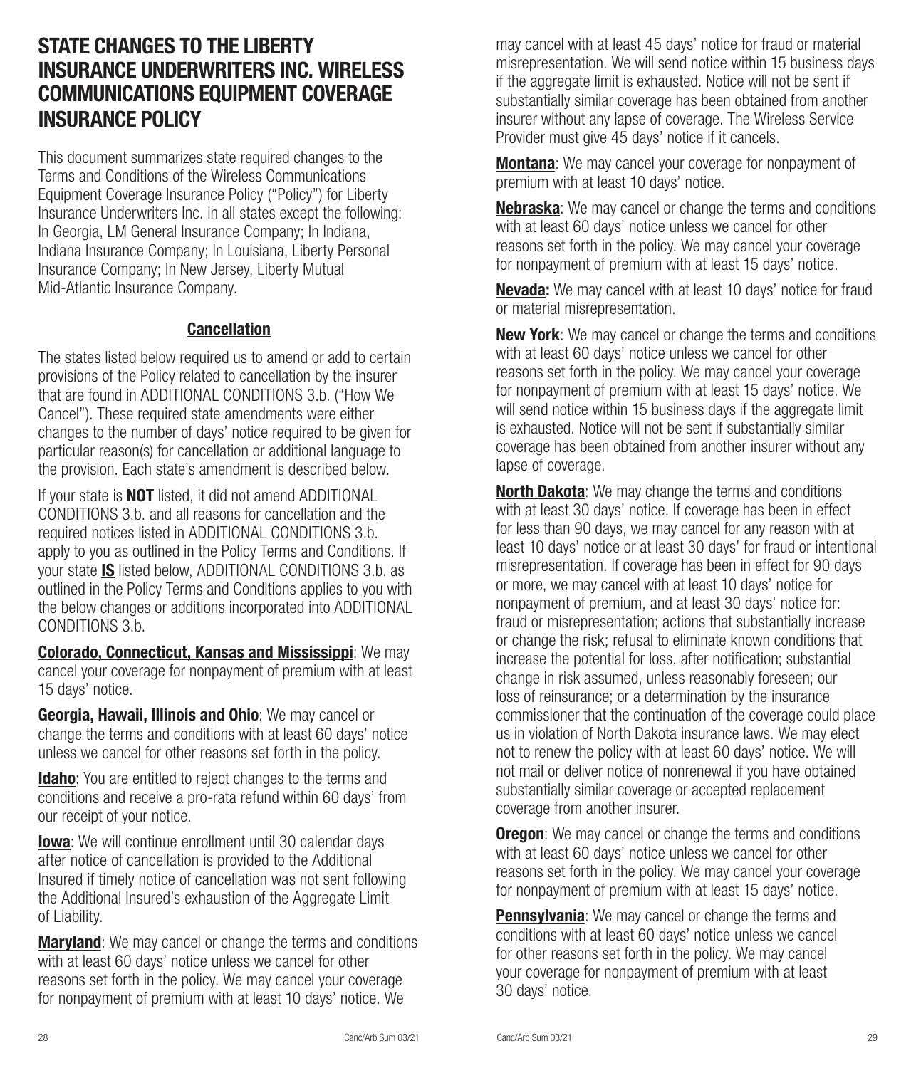# STATE CHANGES TO THE LIBERTY INSURANCE UNDERWRITERS INC. WIRELESS COMMUNICATIONS EQUIPMENT COVERAGE INSURANCE POLICY

This document summarizes state required changes to the Terms and Conditions of the Wireless Communications Equipment Coverage Insurance Policy ("Policy") for Liberty Insurance Underwriters Inc. in all states except the following: In Georgia, LM General Insurance Company; In Indiana, Indiana Insurance Company; In Louisiana, Liberty Personal Insurance Company; In New Jersey, Liberty Mutual Mid-Atlantic Insurance Company.

## Cancellation

The states listed below required us to amend or add to certain provisions of the Policy related to cancellation by the insurer that are found in ADDITIONAL CONDITIONS 3.b. ("How We Cancel"). These required state amendments were either changes to the number of days' notice required to be given for particular reason(s) for cancellation or additional language to the provision. Each state's amendment is described below.

If your state is **NOT** listed, it did not amend ADDITIONAL CONDITIONS 3.b. and all reasons for cancellation and the required notices listed in ADDITIONAL CONDITIONS 3.b. apply to you as outlined in the Policy Terms and Conditions. If your state **IS** listed below, ADDITIONAL CONDITIONS 3.b. as outlined in the Policy Terms and Conditions applies to you with the below changes or additions incorporated into ADDITIONAL CONDITIONS 3.b.

**Colorado, Connecticut, Kansas and Mississippi**: We may cancel your coverage for nonpayment of premium with at least 15 days' notice.

**Georgia, Hawaii, Illinois and Ohio**: We may cancel or change the terms and conditions with at least 60 days' notice unless we cancel for other reasons set forth in the policy.

**Idaho**: You are entitled to reject changes to the terms and conditions and receive a pro-rata refund within 60 days' from our receipt of your notice.

**Iowa**: We will continue enrollment until 30 calendar days after notice of cancellation is provided to the Additional Insured if timely notice of cancellation was not sent following the Additional Insured's exhaustion of the Aggregate Limit of Liability.

**Maryland**: We may cancel or change the terms and conditions with at least 60 days' notice unless we cancel for other reasons set forth in the policy. We may cancel your coverage for nonpayment of premium with at least 10 days' notice. We may cancel with at least 45 days' notice for fraud or material misrepresentation. We will send notice within 15 business days if the aggregate limit is exhausted. Notice will not be sent if substantially similar coverage has been obtained from another insurer without any lapse of coverage. The Wireless Service Provider must give 45 days' notice if it cancels.

**Montana**: We may cancel your coverage for nonpayment of premium with at least 10 days' notice.

**Nebraska**: We may cancel or change the terms and conditions with at least 60 days' notice unless we cancel for other reasons set forth in the policy. We may cancel your coverage for nonpayment of premium with at least 15 days' notice.

**Nevada:** We may cancel with at least 10 days' notice for fraud or material misrepresentation.

**New York**: We may cancel or change the terms and conditions with at least 60 days' notice unless we cancel for other reasons set forth in the policy. We may cancel your coverage for nonpayment of premium with at least 15 days' notice. We will send notice within 15 business days if the aggregate limit is exhausted. Notice will not be sent if substantially similar coverage has been obtained from another insurer without any lapse of coverage.

**North Dakota**: We may change the terms and conditions with at least 30 days' notice. If coverage has been in effect for less than 90 days, we may cancel for any reason with at least 10 days' notice or at least 30 days' for fraud or intentional misrepresentation. If coverage has been in effect for 90 days or more, we may cancel with at least 10 days' notice for nonpayment of premium, and at least 30 days' notice for: fraud or misrepresentation; actions that substantially increase or change the risk; refusal to eliminate known conditions that increase the potential for loss, after notification; substantial change in risk assumed, unless reasonably foreseen; our loss of reinsurance; or a determination by the insurance commissioner that the continuation of the coverage could place us in violation of North Dakota insurance laws. We may elect not to renew the policy with at least 60 days' notice. We will not mail or deliver notice of nonrenewal if you have obtained substantially similar coverage or accepted replacement coverage from another insurer.

**Oregon**: We may cancel or change the terms and conditions with at least 60 days' notice unless we cancel for other reasons set forth in the policy. We may cancel your coverage for nonpayment of premium with at least 15 days' notice.

**Pennsylvania**: We may cancel or change the terms and conditions with at least 60 days' notice unless we cancel for other reasons set forth in the policy. We may cancel your coverage for nonpayment of premium with at least 30 days' notice.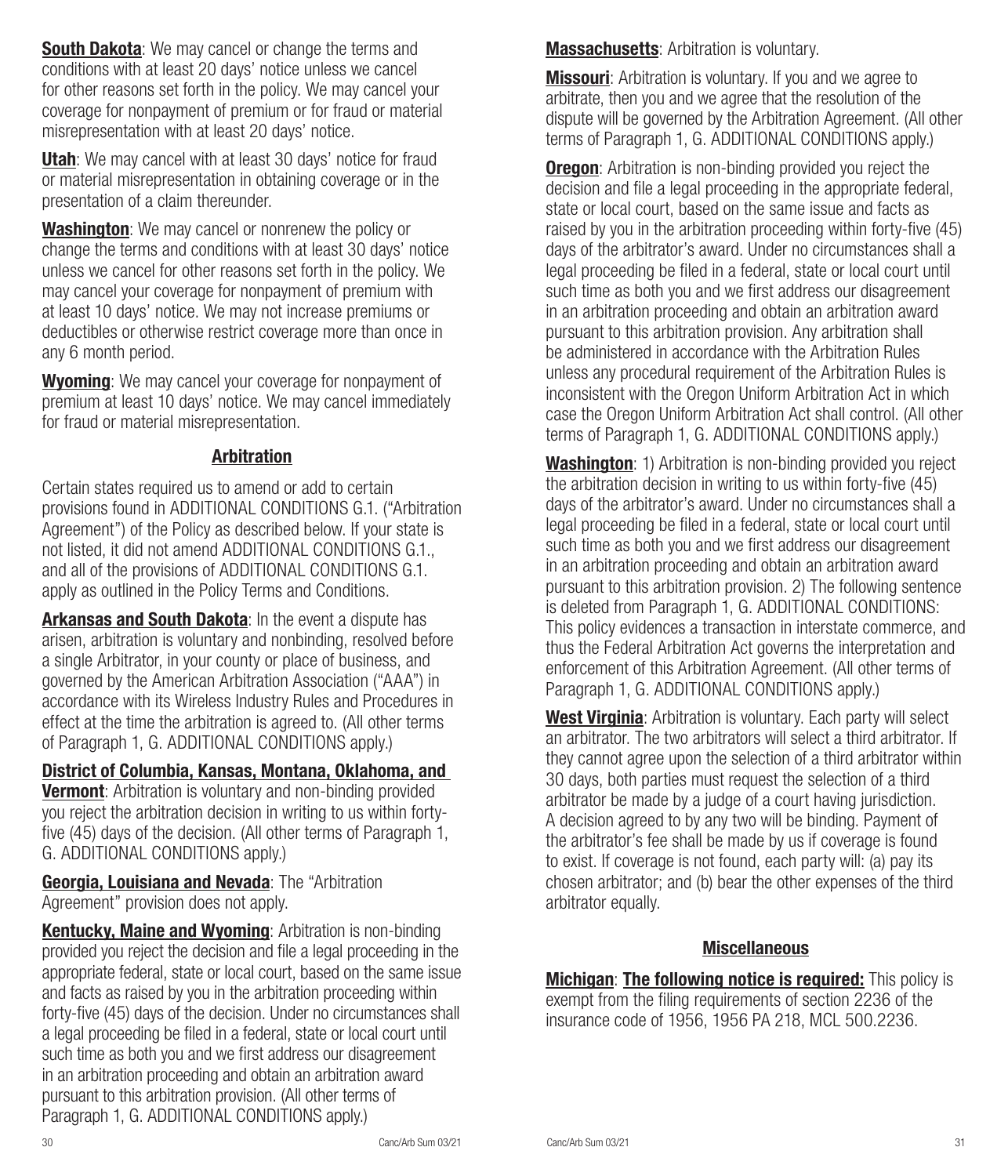**South Dakota**: We may cancel or change the terms and conditions with at least 20 days' notice unless we cancel for other reasons set forth in the policy. We may cancel your coverage for nonpayment of premium or for fraud or material misrepresentation with at least 20 days' notice.

**Utah**: We may cancel with at least 30 days' notice for fraud or material misrepresentation in obtaining coverage or in the presentation of a claim thereunder.

**Washington**: We may cancel or nonrenew the policy or change the terms and conditions with at least 30 days' notice unless we cancel for other reasons set forth in the policy. We may cancel your coverage for nonpayment of premium with at least 10 days' notice. We may not increase premiums or deductibles or otherwise restrict coverage more than once in any 6 month period.

**Wyoming**: We may cancel your coverage for nonpayment of premium at least 10 days' notice. We may cancel immediately for fraud or material misrepresentation.

## Arbitration

Certain states required us to amend or add to certain provisions found in ADDITIONAL CONDITIONS G.1. ("Arbitration Agreement") of the Policy as described below. If your state is not listed, it did not amend ADDITIONAL CONDITIONS G.1., and all of the provisions of ADDITIONAL CONDITIONS G.1. apply as outlined in the Policy Terms and Conditions.

**Arkansas and South Dakota**: In the event a dispute has arisen, arbitration is voluntary and nonbinding, resolved before a single Arbitrator, in your county or place of business, and governed by the American Arbitration Association ("AAA") in accordance with its Wireless Industry Rules and Procedures in effect at the time the arbitration is agreed to. (All other terms of Paragraph 1, G. ADDITIONAL CONDITIONS apply.)

**District of Columbia, Kansas, Montana, Oklahoma, and Vermont**: Arbitration is voluntary and non-binding provided you reject the arbitration decision in writing to us within forty-five (45) days of the decision. (All other terms of Paragraph 1, G. ADDITIONAL CONDITIONS apply.)

**Georgia, Louisiana and Nevada**: The "Arbitration Agreement" provision does not apply.

**Kentucky, Maine and Wyoming**: Arbitration is non-binding provided you reject the decision and file a legal proceeding in the appropriate federal, state or local court, based on the same issue and facts as raised by you in the arbitration proceeding within forty-five (45) days of the decision. Under no circumstances shall a legal proceeding be filed in a federal, state or local court until such time as both you and we first address our disagreement in an arbitration proceeding and obtain an arbitration award pursuant to this arbitration provision. (All other terms of Paragraph 1, G. ADDITIONAL CONDITIONS apply.)

**Massachusetts**: Arbitration is voluntary.

**Missouri**: Arbitration is voluntary. If you and we agree to arbitrate, then you and we agree that the resolution of the dispute will be governed by the Arbitration Agreement. (All other terms of Paragraph 1, G. ADDITIONAL CONDITIONS apply.)

**Oregon**: Arbitration is non-binding provided you reject the decision and file a legal proceeding in the appropriate federal, state or local court, based on the same issue and facts as raised by you in the arbitration proceeding within forty-five (45) days of the arbitrator's award. Under no circumstances shall a legal proceeding be filed in a federal, state or local court until such time as both you and we first address our disagreement in an arbitration proceeding and obtain an arbitration award pursuant to this arbitration provision. Any arbitration shall be administered in accordance with the Arbitration Rules unless any procedural requirement of the Arbitration Rules is inconsistent with the Oregon Uniform Arbitration Act in which case the Oregon Uniform Arbitration Act shall control. (All other terms of Paragraph 1, G. ADDITIONAL CONDITIONS apply.)

**Washington**: 1) Arbitration is non-binding provided you reject the arbitration decision in writing to us within forty-five (45) days of the arbitrator's award. Under no circumstances shall a legal proceeding be filed in a federal, state or local court until such time as both you and we first address our disagreement in an arbitration proceeding and obtain an arbitration award pursuant to this arbitration provision. 2) The following sentence is deleted from Paragraph 1, G. ADDITIONAL CONDITIONS: This policy evidences a transaction in interstate commerce, and thus the Federal Arbitration Act governs the interpretation and enforcement of this Arbitration Agreement. (All other terms of Paragraph 1, G. ADDITIONAL CONDITIONS apply.)

**West Virginia**: Arbitration is voluntary. Each party will select an arbitrator. The two arbitrators will select a third arbitrator. If they cannot agree upon the selection of a third arbitrator within 30 days, both parties must request the selection of a third arbitrator be made by a judge of a court having jurisdiction. A decision agreed to by any two will be binding. Payment of the arbitrator's fee shall be made by us if coverage is found to exist. If coverage is not found, each party will: (a) pay its chosen arbitrator; and (b) bear the other expenses of the third arbitrator equally.

## Miscellaneous

**Michigan**: **The following notice is required:** This policy is exempt from the filing requirements of section 2236 of the insurance code of 1956, 1956 PA 218, MCL 500.2236.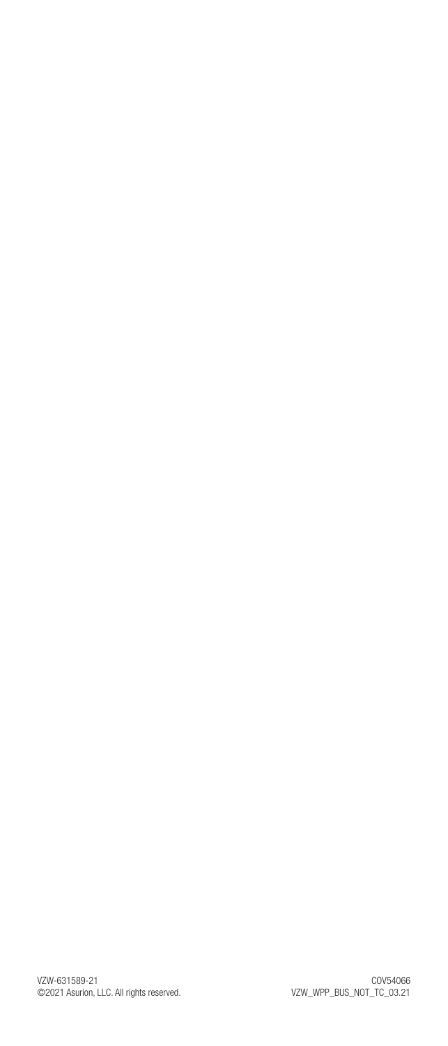VZW-631589-21
©2021 Asurion, LLC. All rights reserved.

COV54066
VZW_WPP_BUS_NOT_TC_03.21